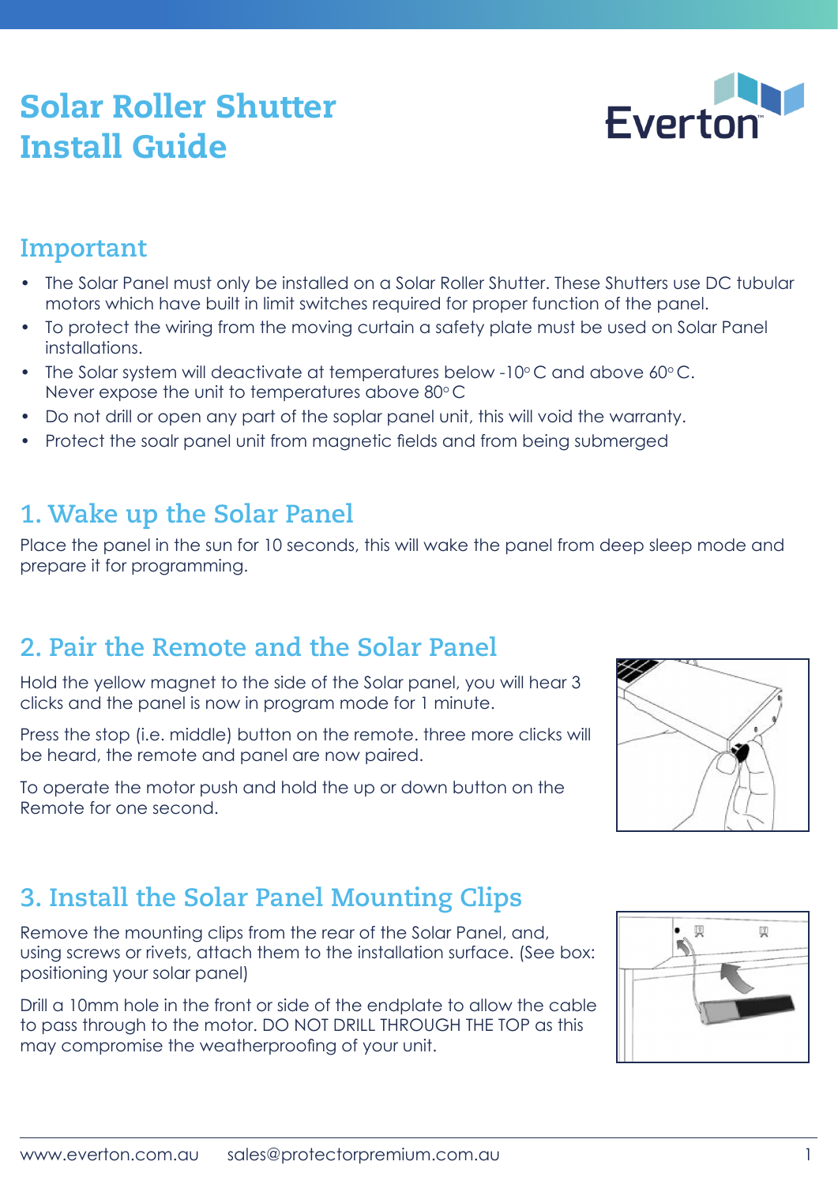# Solar Roller Shutter Install Guide

## Important

- The Solar Panel must only be installed on a Solar Roller Shutter. These Shutters use DC tubular motors which have built in limit switches required for proper function of the panel.
- To protect the wiring from the moving curtain a safety plate must be used on Solar Panel installations.
- The Solar system will deactivate at temperatures below -10° C and above 60° C. Never expose the unit to temperatures above 80° C
- Do not drill or open any part of the soplar panel unit, this will void the warranty.
- Protect the soalr panel unit from magnetic fields and from being submerged

## 1. Wake up the Solar Panel

Place the panel in the sun for 10 seconds, this will wake the panel from deep sleep mode and prepare it for programming.

## 2. Pair the Remote and the Solar Panel

Hold the yellow magnet to the side of the Solar panel, you will hear 3 clicks and the panel is now in program mode for 1 minute.

Press the stop (i.e. middle) button on the remote. three more clicks will be heard, the remote and panel are now paired.

To operate the motor push and hold the up or down button on the Remote for one second.

## 3. Install the Solar Panel Mounting Clips

Remove the mounting clips from the rear of the Solar Panel, and, using screws or rivets, attach them to the installation surface. (See box: positioning your solar panel)

Drill a 10mm hole in the front or side of the endplate to allow the cable to pass through to the motor. DO NOT DRILL THROUGH THE TOP as this may compromise the weatherproofing of your unit.

www.everton.com.au sales@protectorpremium.com.au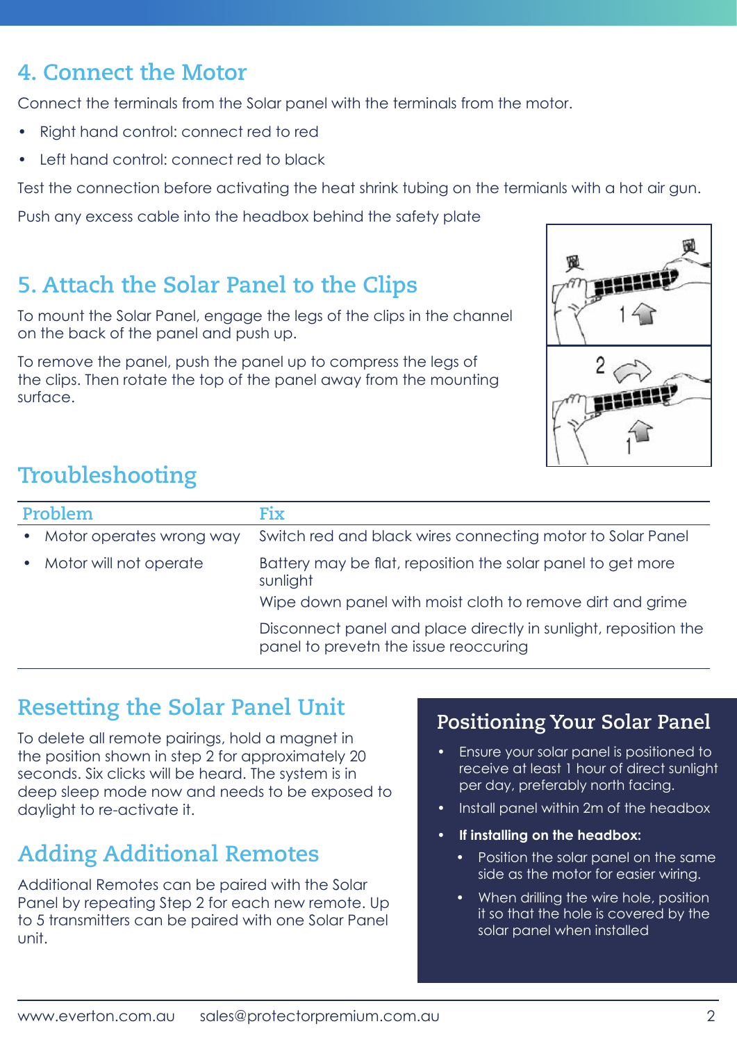## 4. Connect the Motor

Connect the terminals from the Solar panel with the terminals from the motor.

- Right hand control: connect red to red
- Left hand control: connect red to black

Test the connection before activating the heat shrink tubing on the termianls with a hot air gun.

Push any excess cable into the headbox behind the safety plate

## 5. Attach the Solar Panel to the Clips

To mount the Solar Panel, engage the legs of the clips in the channel on the back of the panel and push up.

To remove the panel, push the panel up to compress the legs of the clips. Then rotate the top of the panel away from the mounting surface.

## Troubleshooting

| Problem | Fix |
|---|---|
| • Motor operates wrong way | Switch red and black wires connecting motor to Solar Panel |
| • Motor will not operate | Battery may be flat, reposition the solar panel to get more sunlight |
| | Wipe down panel with moist cloth to remove dirt and grime |
| | Disconnect panel and place directly in sunlight, reposition the panel to prevetn the issue reoccuring |

## Resetting the Solar Panel Unit

To delete all remote pairings, hold a magnet in the position shown in step 2 for approximately 20 seconds. Six clicks will be heard. The system is in deep sleep mode now and needs to be exposed to daylight to re-activate it.

## Adding Additional Remotes

Additional Remotes can be paired with the Solar Panel by repeating Step 2 for each new remote. Up to 5 transmitters can be paired with one Solar Panel unit.

## Positioning Your Solar Panel

- Ensure your solar panel is positioned to receive at least 1 hour of direct sunlight per day, preferably north facing.
- Install panel within 2m of the headbox
- **If installing on the headbox:**
  - Position the solar panel on the same side as the motor for easier wiring.
  - When drilling the wire hole, position it so that the hole is covered by the solar panel when installed

www.everton.com.au sales@protectorpremium.com.au